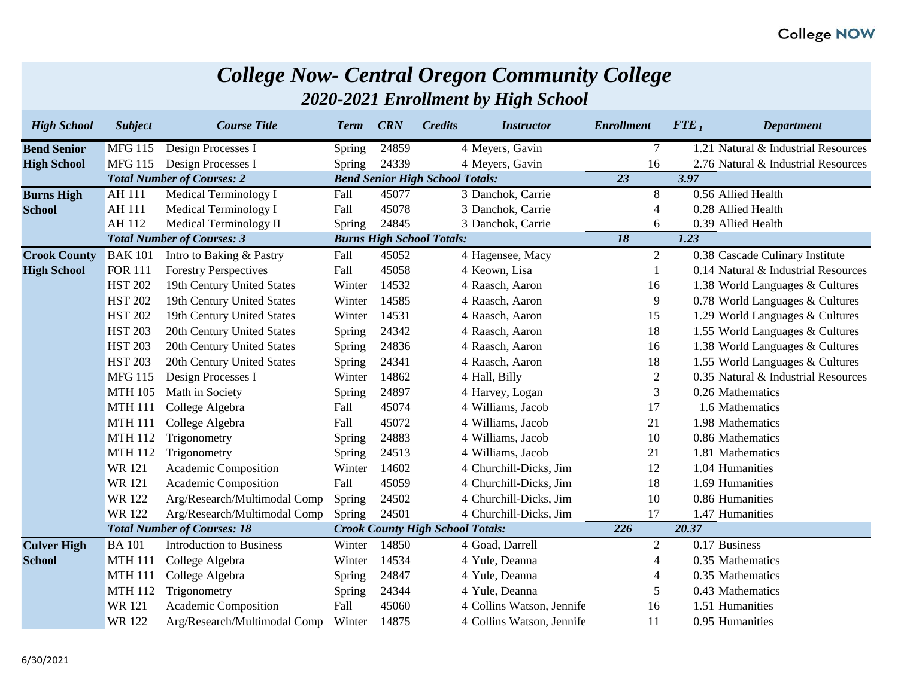College NOW

# College Now- Central Oregon Community College

## 2020-2021 Enrollment by High School

| High School | Subject | Course Title | Term | CRN | Credits | Instructor | Enrollment | FTE 1 | Department |
|---|---|---|---|---|---|---|---|---|---|
| Bend Senior High School | MFG 115 | Design Processes I | Spring | 24859 | 4 | Meyers, Gavin | 7 | 1.21 | Natural & Industrial Resources |
| | MFG 115 | Design Processes I | Spring | 24339 | 4 | Meyers, Gavin | 16 | 2.76 | Natural & Industrial Resources |
| | ***Total Number of Courses: 2*** | | ***Bend Senior High School Totals:*** | | | | ***23*** | ***3.97*** | |
| Burns High School | AH 111 | Medical Terminology I | Fall | 45077 | 3 | Danchok, Carrie | 8 | 0.56 | Allied Health |
| | AH 111 | Medical Terminology I | Fall | 45078 | 3 | Danchok, Carrie | 4 | 0.28 | Allied Health |
| | AH 112 | Medical Terminology II | Spring | 24845 | 3 | Danchok, Carrie | 6 | 0.39 | Allied Health |
| | ***Total Number of Courses: 3*** | | ***Burns High School Totals:*** | | | | ***18*** | ***1.23*** | |
| Crook County High School | BAK 101 | Intro to Baking & Pastry | Fall | 45052 | 4 | Hagensee, Macy | 2 | 0.38 | Cascade Culinary Institute |
| | FOR 111 | Forestry Perspectives | Fall | 45058 | 4 | Keown, Lisa | 1 | 0.14 | Natural & Industrial Resources |
| | HST 202 | 19th Century United States | Winter | 14532 | 4 | Raasch, Aaron | 16 | 1.38 | World Languages & Cultures |
| | HST 202 | 19th Century United States | Winter | 14585 | 4 | Raasch, Aaron | 9 | 0.78 | World Languages & Cultures |
| | HST 202 | 19th Century United States | Winter | 14531 | 4 | Raasch, Aaron | 15 | 1.29 | World Languages & Cultures |
| | HST 203 | 20th Century United States | Spring | 24342 | 4 | Raasch, Aaron | 18 | 1.55 | World Languages & Cultures |
| | HST 203 | 20th Century United States | Spring | 24836 | 4 | Raasch, Aaron | 16 | 1.38 | World Languages & Cultures |
| | HST 203 | 20th Century United States | Spring | 24341 | 4 | Raasch, Aaron | 18 | 1.55 | World Languages & Cultures |
| | MFG 115 | Design Processes I | Winter | 14862 | 4 | Hall, Billy | 2 | 0.35 | Natural & Industrial Resources |
| | MTH 105 | Math in Society | Spring | 24897 | 4 | Harvey, Logan | 3 | 0.26 | Mathematics |
| | MTH 111 | College Algebra | Fall | 45074 | 4 | Williams, Jacob | 17 | 1.6 | Mathematics |
| | MTH 111 | College Algebra | Fall | 45072 | 4 | Williams, Jacob | 21 | 1.98 | Mathematics |
| | MTH 112 | Trigonometry | Spring | 24883 | 4 | Williams, Jacob | 10 | 0.86 | Mathematics |
| | MTH 112 | Trigonometry | Spring | 24513 | 4 | Williams, Jacob | 21 | 1.81 | Mathematics |
| | WR 121 | Academic Composition | Winter | 14602 | 4 | Churchill-Dicks, Jim | 12 | 1.04 | Humanities |
| | WR 121 | Academic Composition | Fall | 45059 | 4 | Churchill-Dicks, Jim | 18 | 1.69 | Humanities |
| | WR 122 | Arg/Research/Multimodal Comp | Spring | 24502 | 4 | Churchill-Dicks, Jim | 10 | 0.86 | Humanities |
| | WR 122 | Arg/Research/Multimodal Comp | Spring | 24501 | 4 | Churchill-Dicks, Jim | 17 | 1.47 | Humanities |
| | ***Total Number of Courses: 18*** | | ***Crook County High School Totals:*** | | | | ***226*** | ***20.37*** | |
| Culver High School | BA 101 | Introduction to Business | Winter | 14850 | 4 | Goad, Darrell | 2 | 0.17 | Business |
| | MTH 111 | College Algebra | Winter | 14534 | 4 | Yule, Deanna | 4 | 0.35 | Mathematics |
| | MTH 111 | College Algebra | Spring | 24847 | 4 | Yule, Deanna | 4 | 0.35 | Mathematics |
| | MTH 112 | Trigonometry | Spring | 24344 | 4 | Yule, Deanna | 5 | 0.43 | Mathematics |
| | WR 121 | Academic Composition | Fall | 45060 | 4 | Collins Watson, Jennife | 16 | 1.51 | Humanities |
| | WR 122 | Arg/Research/Multimodal Comp | Winter | 14875 | 4 | Collins Watson, Jennife | 11 | 0.95 | Humanities |

6/30/2021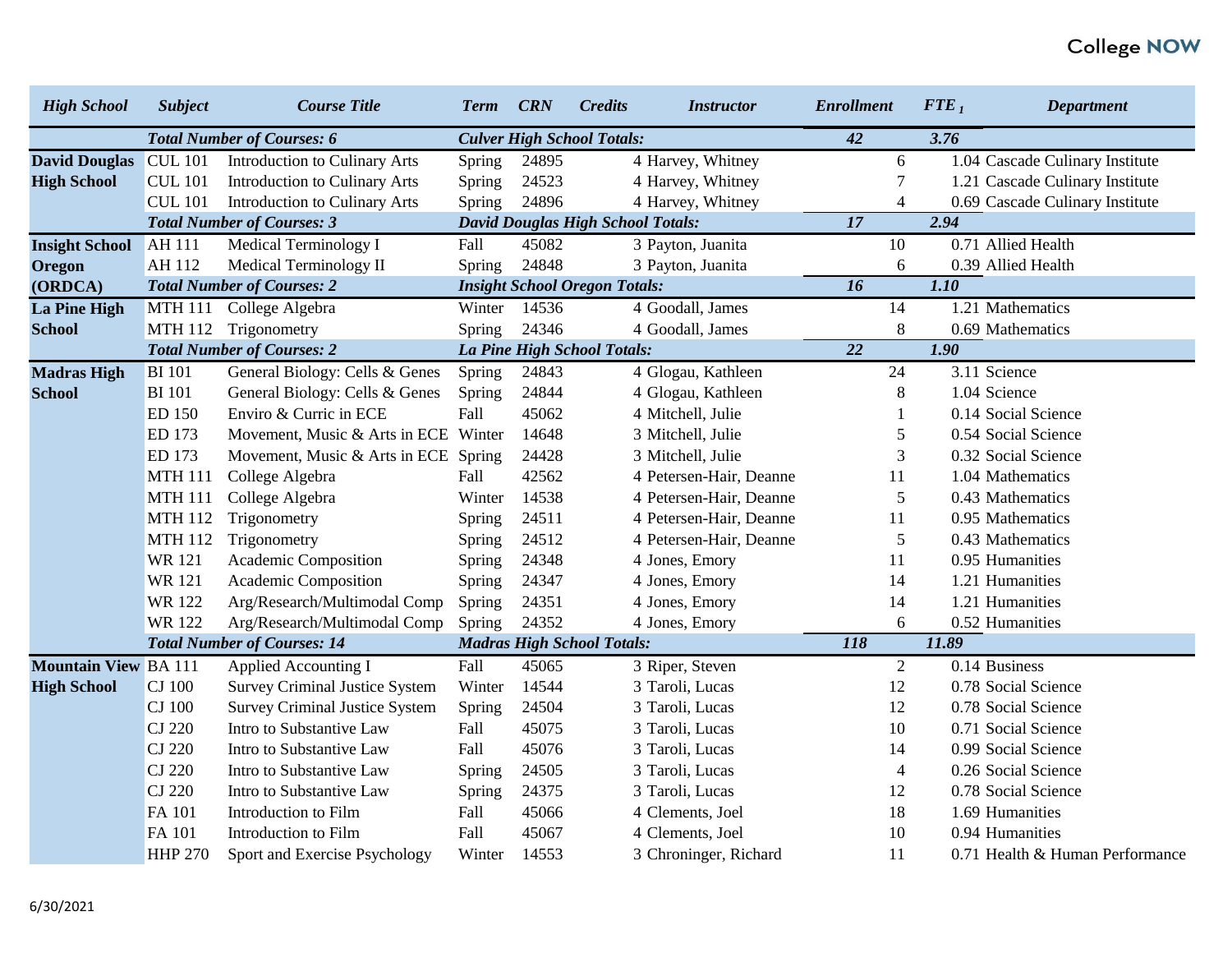| High School | Subject | Course Title | Term | CRN | Credits | Instructor | Enrollment | FTE 1 | Department |
|---|---|---|---|---|---|---|---|---|---|
| | ***Total Number of Courses: 6*** | | ***Culver High School Totals:*** | | | | ***42*** | ***3.76*** | |
| **David Douglas High School** | CUL 101 | Introduction to Culinary Arts | Spring | 24895 | 4 | Harvey, Whitney | 6 | 1.04 | Cascade Culinary Institute |
| | CUL 101 | Introduction to Culinary Arts | Spring | 24523 | 4 | Harvey, Whitney | 7 | 1.21 | Cascade Culinary Institute |
| | CUL 101 | Introduction to Culinary Arts | Spring | 24896 | 4 | Harvey, Whitney | 4 | 0.69 | Cascade Culinary Institute |
| | ***Total Number of Courses: 3*** | | ***David Douglas High School Totals:*** | | | | ***17*** | ***2.94*** | |
| **Insight School Oregon (ORDCA)** | AH 111 | Medical Terminology I | Fall | 45082 | 3 | Payton, Juanita | 10 | 0.71 | Allied Health |
| | AH 112 | Medical Terminology II | Spring | 24848 | 3 | Payton, Juanita | 6 | 0.39 | Allied Health |
| | ***Total Number of Courses: 2*** | | ***Insight School Oregon Totals:*** | | | | ***16*** | ***1.10*** | |
| **La Pine High School** | MTH 111 | College Algebra | Winter | 14536 | 4 | Goodall, James | 14 | 1.21 | Mathematics |
| | MTH 112 | Trigonometry | Spring | 24346 | 4 | Goodall, James | 8 | 0.69 | Mathematics |
| | ***Total Number of Courses: 2*** | | ***La Pine High School Totals:*** | | | | ***22*** | ***1.90*** | |
| **Madras High School** | BI 101 | General Biology: Cells & Genes | Spring | 24843 | 4 | Glogau, Kathleen | 24 | 3.11 | Science |
| | BI 101 | General Biology: Cells & Genes | Spring | 24844 | 4 | Glogau, Kathleen | 8 | 1.04 | Science |
| | ED 150 | Enviro & Curric in ECE | Fall | 45062 | 4 | Mitchell, Julie | 1 | 0.14 | Social Science |
| | ED 173 | Movement, Music & Arts in ECE | Winter | 14648 | 3 | Mitchell, Julie | 5 | 0.54 | Social Science |
| | ED 173 | Movement, Music & Arts in ECE | Spring | 24428 | 3 | Mitchell, Julie | 3 | 0.32 | Social Science |
| | MTH 111 | College Algebra | Fall | 42562 | 4 | Petersen-Hair, Deanne | 11 | 1.04 | Mathematics |
| | MTH 111 | College Algebra | Winter | 14538 | 4 | Petersen-Hair, Deanne | 5 | 0.43 | Mathematics |
| | MTH 112 | Trigonometry | Spring | 24511 | 4 | Petersen-Hair, Deanne | 11 | 0.95 | Mathematics |
| | MTH 112 | Trigonometry | Spring | 24512 | 4 | Petersen-Hair, Deanne | 5 | 0.43 | Mathematics |
| | WR 121 | Academic Composition | Spring | 24348 | 4 | Jones, Emory | 11 | 0.95 | Humanities |
| | WR 121 | Academic Composition | Spring | 24347 | 4 | Jones, Emory | 14 | 1.21 | Humanities |
| | WR 122 | Arg/Research/Multimodal Comp | Spring | 24351 | 4 | Jones, Emory | 14 | 1.21 | Humanities |
| | WR 122 | Arg/Research/Multimodal Comp | Spring | 24352 | 4 | Jones, Emory | 6 | 0.52 | Humanities |
| | ***Total Number of Courses: 14*** | | ***Madras High School Totals:*** | | | | ***118*** | ***11.89*** | |
| **Mountain View High School** | BA 111 | Applied Accounting I | Fall | 45065 | 3 | Riper, Steven | 2 | 0.14 | Business |
| | CJ 100 | Survey Criminal Justice System | Winter | 14544 | 3 | Taroli, Lucas | 12 | 0.78 | Social Science |
| | CJ 100 | Survey Criminal Justice System | Spring | 24504 | 3 | Taroli, Lucas | 12 | 0.78 | Social Science |
| | CJ 220 | Intro to Substantive Law | Fall | 45075 | 3 | Taroli, Lucas | 10 | 0.71 | Social Science |
| | CJ 220 | Intro to Substantive Law | Fall | 45076 | 3 | Taroli, Lucas | 14 | 0.99 | Social Science |
| | CJ 220 | Intro to Substantive Law | Spring | 24505 | 3 | Taroli, Lucas | 4 | 0.26 | Social Science |
| | CJ 220 | Intro to Substantive Law | Spring | 24375 | 3 | Taroli, Lucas | 12 | 0.78 | Social Science |
| | FA 101 | Introduction to Film | Fall | 45066 | 4 | Clements, Joel | 18 | 1.69 | Humanities |
| | FA 101 | Introduction to Film | Fall | 45067 | 4 | Clements, Joel | 10 | 0.94 | Humanities |
| | HHP 270 | Sport and Exercise Psychology | Winter | 14553 | 3 | Chroninger, Richard | 11 | 0.71 | Health & Human Performance |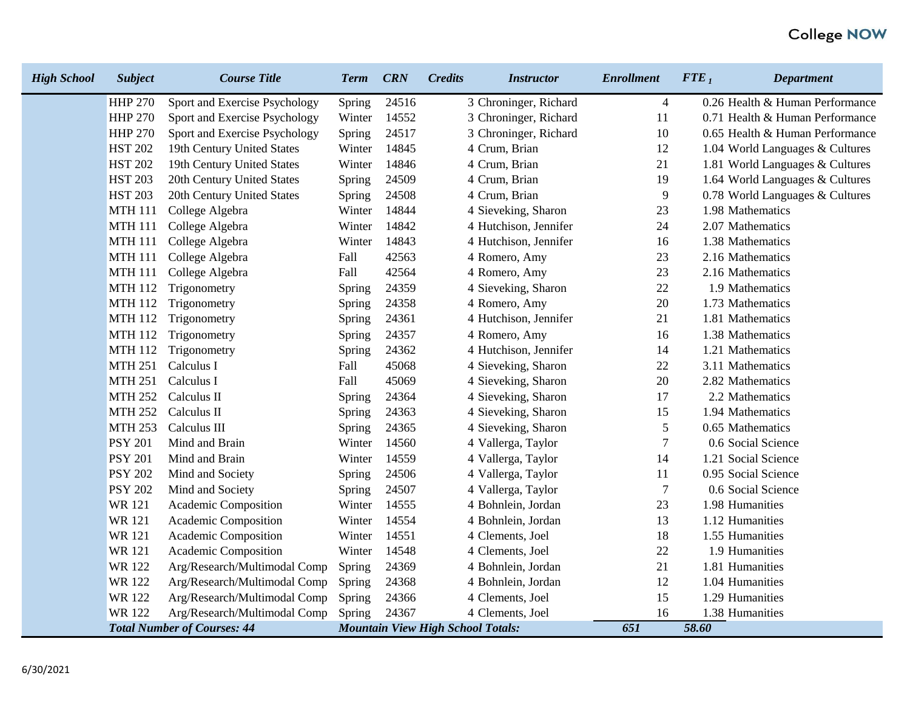| *High School* | *Subject* | *Course Title* | *Term* | *CRN* | *Credits* | *Instructor* | *Enrollment* | *FTE* [1] | *Department* |
|---|---|---|---|---|---|---|---|---|---|
| | HHP 270 | Sport and Exercise Psychology | Spring | 24516 | 3 | Chroninger, Richard | 4 | 0.26 | Health & Human Performance |
| | HHP 270 | Sport and Exercise Psychology | Winter | 14552 | 3 | Chroninger, Richard | 11 | 0.71 | Health & Human Performance |
| | HHP 270 | Sport and Exercise Psychology | Spring | 24517 | 3 | Chroninger, Richard | 10 | 0.65 | Health & Human Performance |
| | HST 202 | 19th Century United States | Winter | 14845 | 4 | Crum, Brian | 12 | 1.04 | World Languages & Cultures |
| | HST 202 | 19th Century United States | Winter | 14846 | 4 | Crum, Brian | 21 | 1.81 | World Languages & Cultures |
| | HST 203 | 20th Century United States | Spring | 24509 | 4 | Crum, Brian | 19 | 1.64 | World Languages & Cultures |
| | HST 203 | 20th Century United States | Spring | 24508 | 4 | Crum, Brian | 9 | 0.78 | World Languages & Cultures |
| | MTH 111 | College Algebra | Winter | 14844 | 4 | Sieveking, Sharon | 23 | 1.98 | Mathematics |
| | MTH 111 | College Algebra | Winter | 14842 | 4 | Hutchison, Jennifer | 24 | 2.07 | Mathematics |
| | MTH 111 | College Algebra | Winter | 14843 | 4 | Hutchison, Jennifer | 16 | 1.38 | Mathematics |
| | MTH 111 | College Algebra | Fall | 42563 | 4 | Romero, Amy | 23 | 2.16 | Mathematics |
| | MTH 111 | College Algebra | Fall | 42564 | 4 | Romero, Amy | 23 | 2.16 | Mathematics |
| | MTH 112 | Trigonometry | Spring | 24359 | 4 | Sieveking, Sharon | 22 | 1.9 | Mathematics |
| | MTH 112 | Trigonometry | Spring | 24358 | 4 | Romero, Amy | 20 | 1.73 | Mathematics |
| | MTH 112 | Trigonometry | Spring | 24361 | 4 | Hutchison, Jennifer | 21 | 1.81 | Mathematics |
| | MTH 112 | Trigonometry | Spring | 24357 | 4 | Romero, Amy | 16 | 1.38 | Mathematics |
| | MTH 112 | Trigonometry | Spring | 24362 | 4 | Hutchison, Jennifer | 14 | 1.21 | Mathematics |
| | MTH 251 | Calculus I | Fall | 45068 | 4 | Sieveking, Sharon | 22 | 3.11 | Mathematics |
| | MTH 251 | Calculus I | Fall | 45069 | 4 | Sieveking, Sharon | 20 | 2.82 | Mathematics |
| | MTH 252 | Calculus II | Spring | 24364 | 4 | Sieveking, Sharon | 17 | 2.2 | Mathematics |
| | MTH 252 | Calculus II | Spring | 24363 | 4 | Sieveking, Sharon | 15 | 1.94 | Mathematics |
| | MTH 253 | Calculus III | Spring | 24365 | 4 | Sieveking, Sharon | 5 | 0.65 | Mathematics |
| | PSY 201 | Mind and Brain | Winter | 14560 | 4 | Vallerga, Taylor | 7 | 0.6 | Social Science |
| | PSY 201 | Mind and Brain | Winter | 14559 | 4 | Vallerga, Taylor | 14 | 1.21 | Social Science |
| | PSY 202 | Mind and Society | Spring | 24506 | 4 | Vallerga, Taylor | 11 | 0.95 | Social Science |
| | PSY 202 | Mind and Society | Spring | 24507 | 4 | Vallerga, Taylor | 7 | 0.6 | Social Science |
| | WR 121 | Academic Composition | Winter | 14555 | 4 | Bohnlein, Jordan | 23 | 1.98 | Humanities |
| | WR 121 | Academic Composition | Winter | 14554 | 4 | Bohnlein, Jordan | 13 | 1.12 | Humanities |
| | WR 121 | Academic Composition | Winter | 14551 | 4 | Clements, Joel | 18 | 1.55 | Humanities |
| | WR 121 | Academic Composition | Winter | 14548 | 4 | Clements, Joel | 22 | 1.9 | Humanities |
| | WR 122 | Arg/Research/Multimodal Comp | Spring | 24369 | 4 | Bohnlein, Jordan | 21 | 1.81 | Humanities |
| | WR 122 | Arg/Research/Multimodal Comp | Spring | 24368 | 4 | Bohnlein, Jordan | 12 | 1.04 | Humanities |
| | WR 122 | Arg/Research/Multimodal Comp | Spring | 24366 | 4 | Clements, Joel | 15 | 1.29 | Humanities |
| | WR 122 | Arg/Research/Multimodal Comp | Spring | 24367 | 4 | Clements, Joel | 16 | 1.38 | Humanities |
| | ***Total Number of Courses: 44*** | | ***Mountain View High School Totals:*** | | | | ***651*** | ***58.60*** | |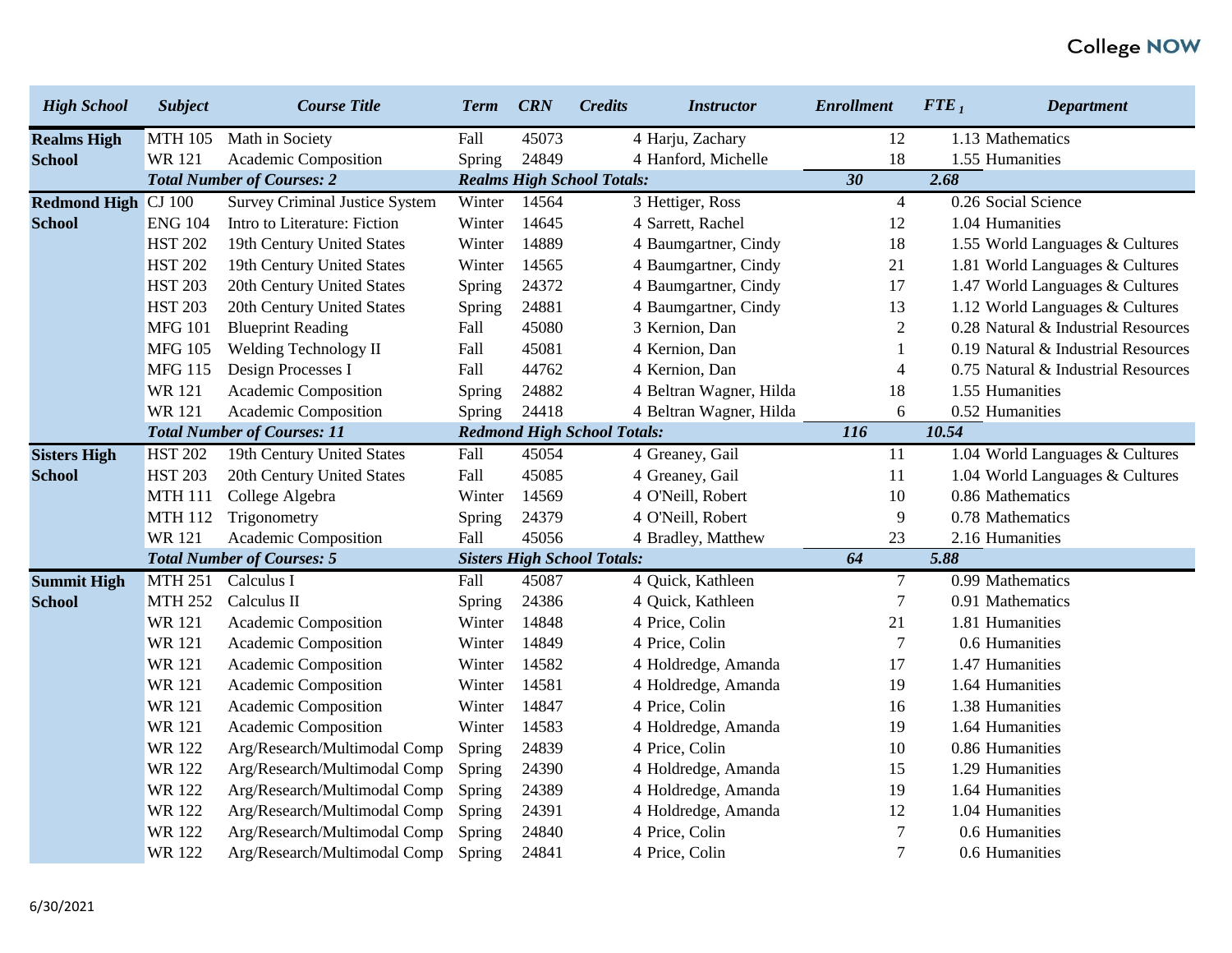| High School | Subject | Course Title | Term | CRN | Credits | Instructor | Enrollment | $FTE_1$ | Department |
|---|---|---|---|---|---|---|---|---|---|
| Realms High School | MTH 105 | Math in Society | Fall | 45073 | 4 | Harju, Zachary | 12 | 1.13 | Mathematics |
| | WR 121 | Academic Composition | Spring | 24849 | 4 | Hanford, Michelle | 18 | 1.55 | Humanities |
| | ***Total Number of Courses: 2*** | | ***Realms High School Totals:*** | | | | ***30*** | ***2.68*** | |
| Redmond High School | CJ 100 | Survey Criminal Justice System | Winter | 14564 | 3 | Hettiger, Ross | 4 | 0.26 | Social Science |
| | ENG 104 | Intro to Literature: Fiction | Winter | 14645 | 4 | Sarrett, Rachel | 12 | 1.04 | Humanities |
| | HST 202 | 19th Century United States | Winter | 14889 | 4 | Baumgartner, Cindy | 18 | 1.55 | World Languages & Cultures |
| | HST 202 | 19th Century United States | Winter | 14565 | 4 | Baumgartner, Cindy | 21 | 1.81 | World Languages & Cultures |
| | HST 203 | 20th Century United States | Spring | 24372 | 4 | Baumgartner, Cindy | 17 | 1.47 | World Languages & Cultures |
| | HST 203 | 20th Century United States | Spring | 24881 | 4 | Baumgartner, Cindy | 13 | 1.12 | World Languages & Cultures |
| | MFG 101 | Blueprint Reading | Fall | 45080 | 3 | Kernion, Dan | 2 | 0.28 | Natural & Industrial Resources |
| | MFG 105 | Welding Technology II | Fall | 45081 | 4 | Kernion, Dan | 1 | 0.19 | Natural & Industrial Resources |
| | MFG 115 | Design Processes I | Fall | 44762 | 4 | Kernion, Dan | 4 | 0.75 | Natural & Industrial Resources |
| | WR 121 | Academic Composition | Spring | 24882 | 4 | Beltran Wagner, Hilda | 18 | 1.55 | Humanities |
| | WR 121 | Academic Composition | Spring | 24418 | 4 | Beltran Wagner, Hilda | 6 | 0.52 | Humanities |
| | ***Total Number of Courses: 11*** | | ***Redmond High School Totals:*** | | | | ***116*** | ***10.54*** | |
| Sisters High School | HST 202 | 19th Century United States | Fall | 45054 | 4 | Greaney, Gail | 11 | 1.04 | World Languages & Cultures |
| | HST 203 | 20th Century United States | Fall | 45085 | 4 | Greaney, Gail | 11 | 1.04 | World Languages & Cultures |
| | MTH 111 | College Algebra | Winter | 14569 | 4 | O'Neill, Robert | 10 | 0.86 | Mathematics |
| | MTH 112 | Trigonometry | Spring | 24379 | 4 | O'Neill, Robert | 9 | 0.78 | Mathematics |
| | WR 121 | Academic Composition | Fall | 45056 | 4 | Bradley, Matthew | 23 | 2.16 | Humanities |
| | ***Total Number of Courses: 5*** | | ***Sisters High School Totals:*** | | | | ***64*** | ***5.88*** | |
| Summit High School | MTH 251 | Calculus I | Fall | 45087 | 4 | Quick, Kathleen | 7 | 0.99 | Mathematics |
| | MTH 252 | Calculus II | Spring | 24386 | 4 | Quick, Kathleen | 7 | 0.91 | Mathematics |
| | WR 121 | Academic Composition | Winter | 14848 | 4 | Price, Colin | 21 | 1.81 | Humanities |
| | WR 121 | Academic Composition | Winter | 14849 | 4 | Price, Colin | 7 | 0.6 | Humanities |
| | WR 121 | Academic Composition | Winter | 14582 | 4 | Holdredge, Amanda | 17 | 1.47 | Humanities |
| | WR 121 | Academic Composition | Winter | 14581 | 4 | Holdredge, Amanda | 19 | 1.64 | Humanities |
| | WR 121 | Academic Composition | Winter | 14847 | 4 | Price, Colin | 16 | 1.38 | Humanities |
| | WR 121 | Academic Composition | Winter | 14583 | 4 | Holdredge, Amanda | 19 | 1.64 | Humanities |
| | WR 122 | Arg/Research/Multimodal Comp | Spring | 24839 | 4 | Price, Colin | 10 | 0.86 | Humanities |
| | WR 122 | Arg/Research/Multimodal Comp | Spring | 24390 | 4 | Holdredge, Amanda | 15 | 1.29 | Humanities |
| | WR 122 | Arg/Research/Multimodal Comp | Spring | 24389 | 4 | Holdredge, Amanda | 19 | 1.64 | Humanities |
| | WR 122 | Arg/Research/Multimodal Comp | Spring | 24391 | 4 | Holdredge, Amanda | 12 | 1.04 | Humanities |
| | WR 122 | Arg/Research/Multimodal Comp | Spring | 24840 | 4 | Price, Colin | 7 | 0.6 | Humanities |
| | WR 122 | Arg/Research/Multimodal Comp | Spring | 24841 | 4 | Price, Colin | 7 | 0.6 | Humanities |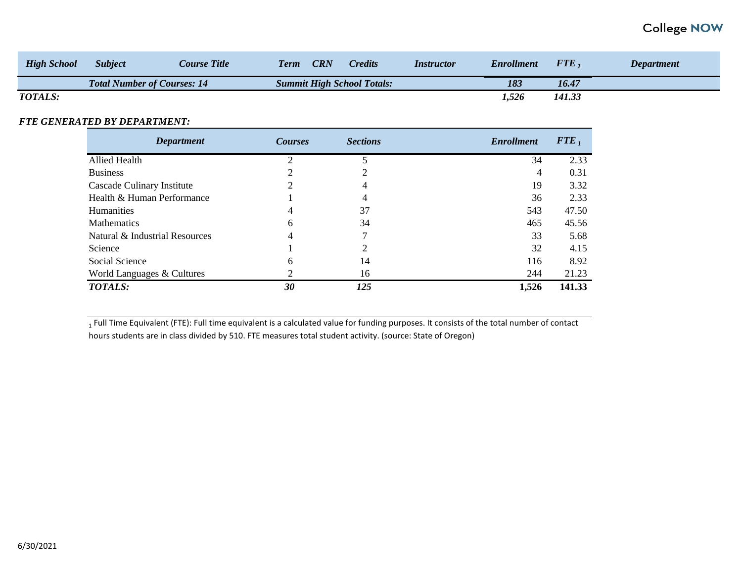| High School | Subject | Course Title | Term | CRN | Credits | Instructor | Enrollment | FTE [1] | Department |
|---|---|---|---|---|---|---|---|---|---|
| | Total Number of Courses: 14 | | Summit High School Totals: | | | | 183 | 16.47 | |
| TOTALS: | | | | | | | 1,526 | 141.33 | |

***FTE GENERATED BY DEPARTMENT:***

| Department | Courses | Sections | Enrollment | FTE [1] |
|---|---|---|---|---|
| Allied Health | 2 | 5 | 34 | 2.33 |
| Business | 2 | 2 | 4 | 0.31 |
| Cascade Culinary Institute | 2 | 4 | 19 | 3.32 |
| Health & Human Performance | 1 | 4 | 36 | 2.33 |
| Humanities | 4 | 37 | 543 | 47.50 |
| Mathematics | 6 | 34 | 465 | 45.56 |
| Natural & Industrial Resources | 4 | 7 | 33 | 5.68 |
| Science | 1 | 2 | 32 | 4.15 |
| Social Science | 6 | 14 | 116 | 8.92 |
| World Languages & Cultures | 2 | 16 | 244 | 21.23 |
| ***TOTALS:*** | ***30*** | ***125*** | **1,526** | **141.33** |

[1] Full Time Equivalent (FTE): Full time equivalent is a calculated value for funding purposes. It consists of the total number of contact hours students are in class divided by 510. FTE measures total student activity. (source: State of Oregon)